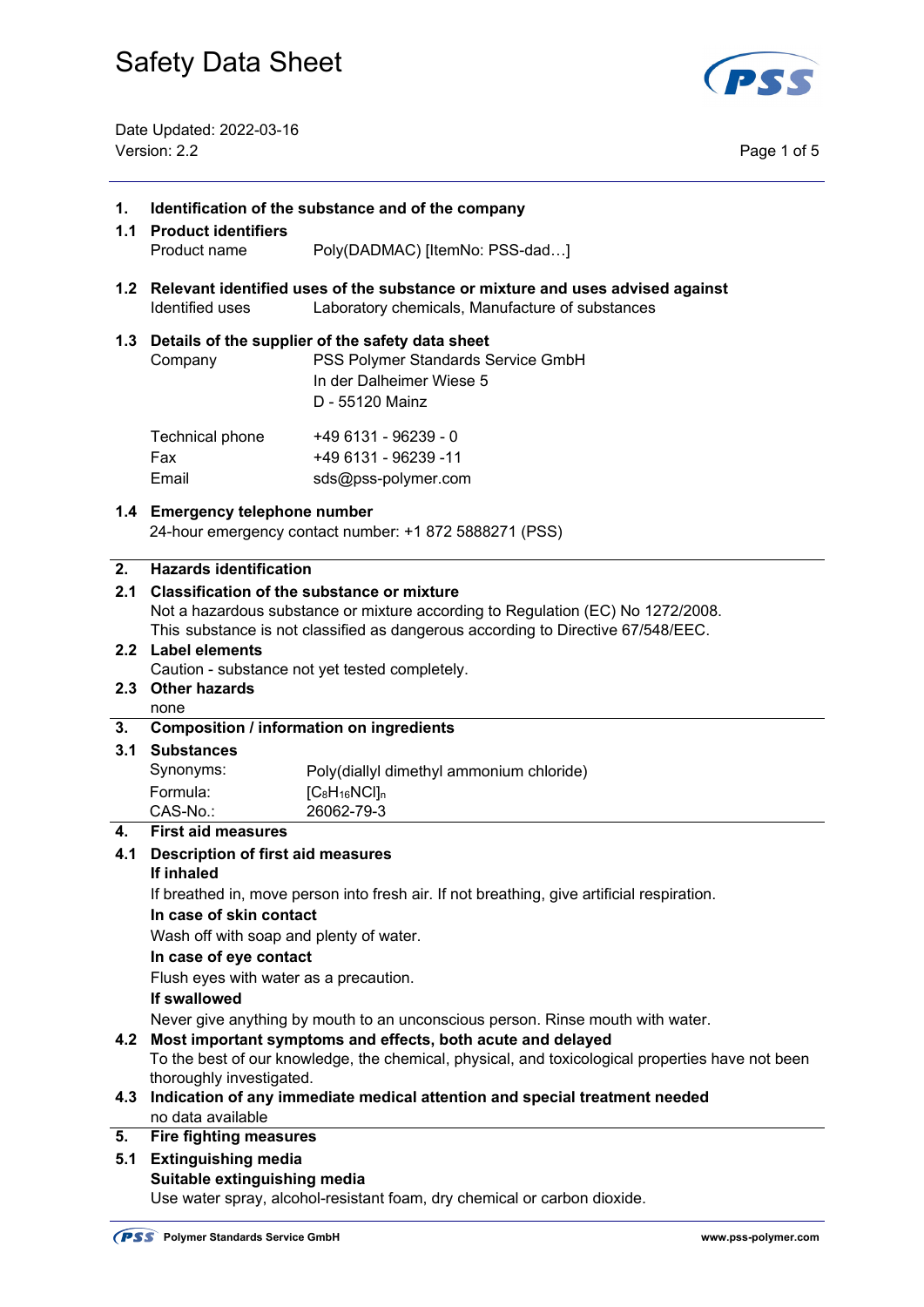# Safety Data Sheet

Date Updated: 2022-03-16
Version: 2.2

## 1. Identification of the substance and of the company

### 1.1 Product identifiers

| | |
|---|---|
| Product name | Poly(DADMAC) [ItemNo: PSS-dad…] |

### 1.2 Relevant identified uses of the substance or mixture and uses advised against

| | |
|---|---|
| Identified uses | Laboratory chemicals, Manufacture of substances |

### 1.3 Details of the supplier of the safety data sheet

| | |
|---|---|
| Company | PSS Polymer Standards Service GmbH<br>In der Dalheimer Wiese 5<br>D - 55120 Mainz |
| Technical phone | +49 6131 - 96239 - 0 |
| Fax | +49 6131 - 96239 -11 |
| Email | sds@pss-polymer.com |

### 1.4 Emergency telephone number

24-hour emergency contact number: +1 872 5888271 (PSS)

## 2. Hazards identification

### 2.1 Classification of the substance or mixture

Not a hazardous substance or mixture according to Regulation (EC) No 1272/2008.
This substance is not classified as dangerous according to Directive 67/548/EEC.

### 2.2 Label elements

Caution - substance not yet tested completely.

### 2.3 Other hazards

none

## 3. Composition / information on ingredients

### 3.1 Substances

| | |
|---|---|
| Synonyms: | Poly(diallyl dimethyl ammonium chloride) |
| Formula: | $[C_8H_{16}NCl]_n$ |
| CAS-No.: | 26062-79-3 |

## 4. First aid measures

### 4.1 Description of first aid measures

**If inhaled**

If breathed in, move person into fresh air. If not breathing, give artificial respiration.

**In case of skin contact**

Wash off with soap and plenty of water.

**In case of eye contact**

Flush eyes with water as a precaution.

**If swallowed**

Never give anything by mouth to an unconscious person. Rinse mouth with water.

### 4.2 Most important symptoms and effects, both acute and delayed

To the best of our knowledge, the chemical, physical, and toxicological properties have not been thoroughly investigated.

### 4.3 Indication of any immediate medical attention and special treatment needed

no data available

## 5. Fire fighting measures

### 5.1 Extinguishing media

**Suitable extinguishing media**

Use water spray, alcohol-resistant foam, dry chemical or carbon dioxide.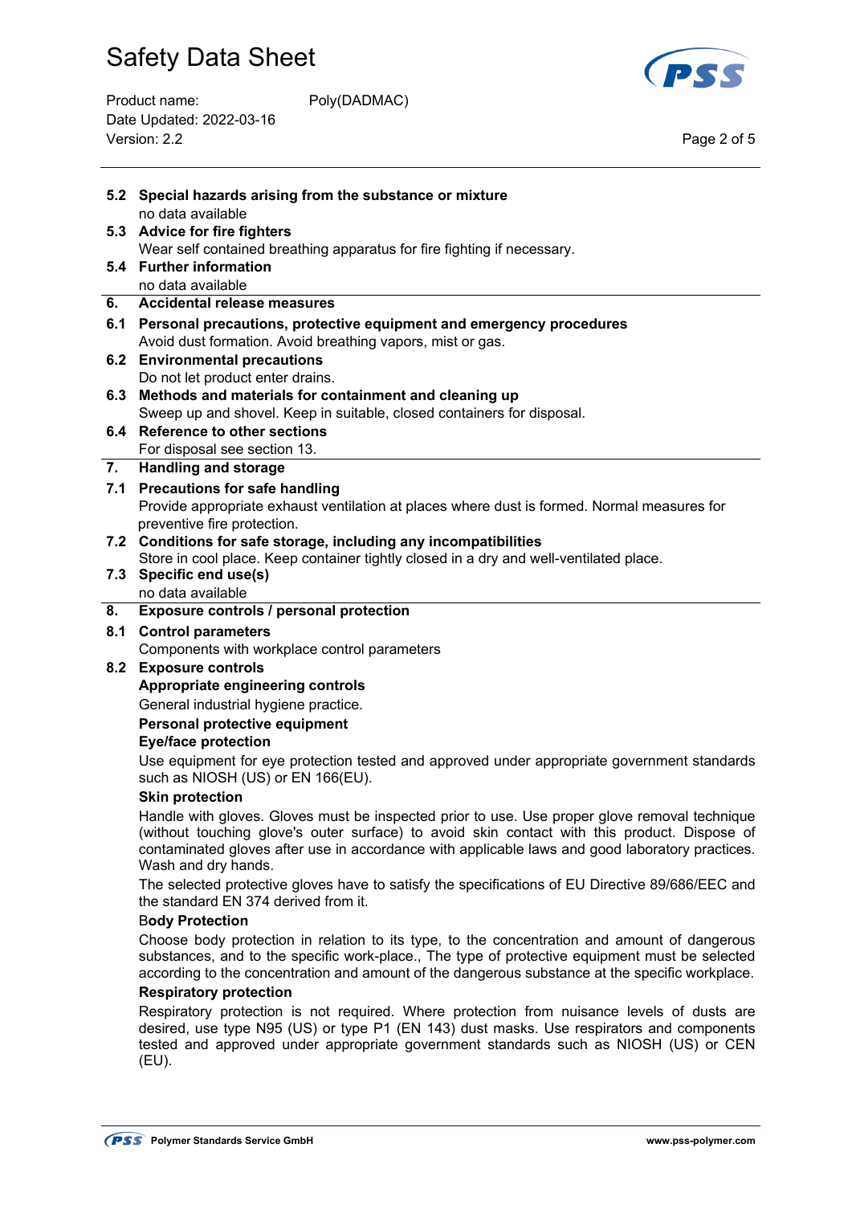**5.2 Special hazards arising from the substance or mixture**

no data available

**5.3 Advice for fire fighters**

Wear self contained breathing apparatus for fire fighting if necessary.

**5.4 Further information**

no data available

## 6. Accidental release measures

**6.1 Personal precautions, protective equipment and emergency procedures**

Avoid dust formation. Avoid breathing vapors, mist or gas.

**6.2 Environmental precautions**

Do not let product enter drains.

**6.3 Methods and materials for containment and cleaning up**

Sweep up and shovel. Keep in suitable, closed containers for disposal.

**6.4 Reference to other sections**

For disposal see section 13.

## 7. Handling and storage

**7.1 Precautions for safe handling**

Provide appropriate exhaust ventilation at places where dust is formed. Normal measures for preventive fire protection.

**7.2 Conditions for safe storage, including any incompatibilities**

Store in cool place. Keep container tightly closed in a dry and well-ventilated place.

**7.3 Specific end use(s)**

no data available

## 8. Exposure controls / personal protection

**8.1 Control parameters**

Components with workplace control parameters

**8.2 Exposure controls**

**Appropriate engineering controls**

General industrial hygiene practice.

**Personal protective equipment**

**Eye/face protection**

Use equipment for eye protection tested and approved under appropriate government standards such as NIOSH (US) or EN 166(EU).

**Skin protection**

Handle with gloves. Gloves must be inspected prior to use. Use proper glove removal technique (without touching glove's outer surface) to avoid skin contact with this product. Dispose of contaminated gloves after use in accordance with applicable laws and good laboratory practices. Wash and dry hands.

The selected protective gloves have to satisfy the specifications of EU Directive 89/686/EEC and the standard EN 374 derived from it.

**Body Protection**

Choose body protection in relation to its type, to the concentration and amount of dangerous substances, and to the specific work-place., The type of protective equipment must be selected according to the concentration and amount of the dangerous substance at the specific workplace.

**Respiratory protection**

Respiratory protection is not required. Where protection from nuisance levels of dusts are desired, use type N95 (US) or type P1 (EN 143) dust masks. Use respirators and components tested and approved under appropriate government standards such as NIOSH (US) or CEN (EU).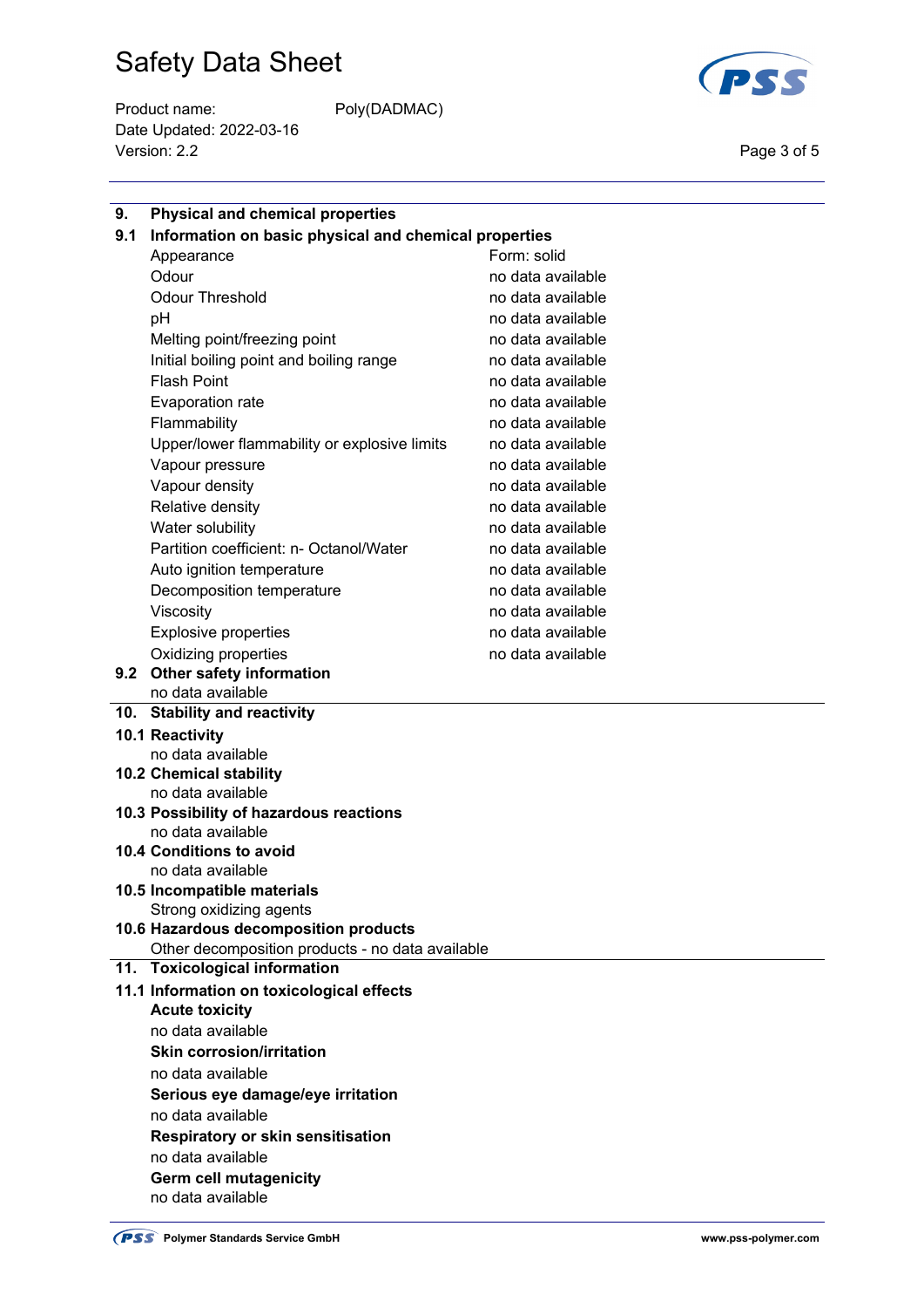## 9. Physical and chemical properties

### 9.1 Information on basic physical and chemical properties

| | |
|---|---|
| Appearance | Form: solid |
| Odour | no data available |
| Odour Threshold | no data available |
| pH | no data available |
| Melting point/freezing point | no data available |
| Initial boiling point and boiling range | no data available |
| Flash Point | no data available |
| Evaporation rate | no data available |
| Flammability | no data available |
| Upper/lower flammability or explosive limits | no data available |
| Vapour pressure | no data available |
| Vapour density | no data available |
| Relative density | no data available |
| Water solubility | no data available |
| Partition coefficient: n- Octanol/Water | no data available |
| Auto ignition temperature | no data available |
| Decomposition temperature | no data available |
| Viscosity | no data available |
| Explosive properties | no data available |
| Oxidizing properties | no data available |

### 9.2 Other safety information

no data available

## 10. Stability and reactivity

### 10.1 Reactivity

no data available

### 10.2 Chemical stability

no data available

### 10.3 Possibility of hazardous reactions

no data available

### 10.4 Conditions to avoid

no data available

### 10.5 Incompatible materials

Strong oxidizing agents

### 10.6 Hazardous decomposition products

Other decomposition products - no data available

## 11. Toxicological information

### 11.1 Information on toxicological effects

**Acute toxicity**

no data available

**Skin corrosion/irritation**

no data available

**Serious eye damage/eye irritation**

no data available

**Respiratory or skin sensitisation**

no data available

**Germ cell mutagenicity**

no data available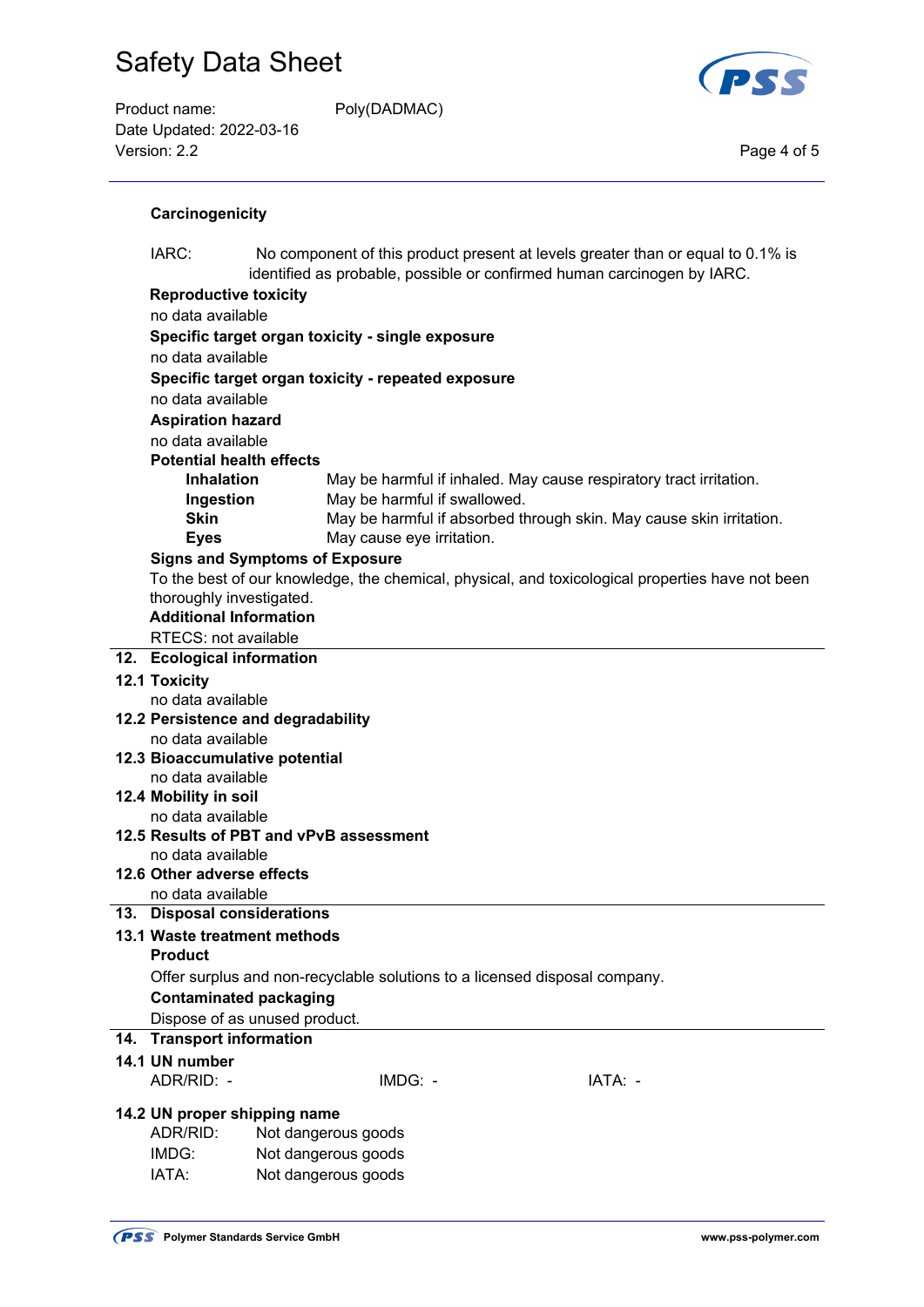**Carcinogenicity**

IARC: No component of this product present at levels greater than or equal to 0.1% is identified as probable, possible or confirmed human carcinogen by IARC.

**Reproductive toxicity**

no data available

**Specific target organ toxicity - single exposure**

no data available

**Specific target organ toxicity - repeated exposure**

no data available

**Aspiration hazard**

no data available

**Potential health effects**

| | |
|---|---|
| **Inhalation** | May be harmful if inhaled. May cause respiratory tract irritation. |
| **Ingestion** | May be harmful if swallowed. |
| **Skin** | May be harmful if absorbed through skin. May cause skin irritation. |
| **Eyes** | May cause eye irritation. |

**Signs and Symptoms of Exposure**

To the best of our knowledge, the chemical, physical, and toxicological properties have not been thoroughly investigated.

**Additional Information**

RTECS: not available

## 12. Ecological information

### 12.1 Toxicity

no data available

### 12.2 Persistence and degradability

no data available

### 12.3 Bioaccumulative potential

no data available

### 12.4 Mobility in soil

no data available

### 12.5 Results of PBT and vPvB assessment

no data available

### 12.6 Other adverse effects

no data available

## 13. Disposal considerations

### 13.1 Waste treatment methods

**Product**

Offer surplus and non-recyclable solutions to a licensed disposal company.

**Contaminated packaging**

Dispose of as unused product.

## 14. Transport information

### 14.1 UN number

ADR/RID: - IMDG: - IATA: -

### 14.2 UN proper shipping name

| | |
|---|---|
| ADR/RID: | Not dangerous goods |
| IMDG: | Not dangerous goods |
| IATA: | Not dangerous goods |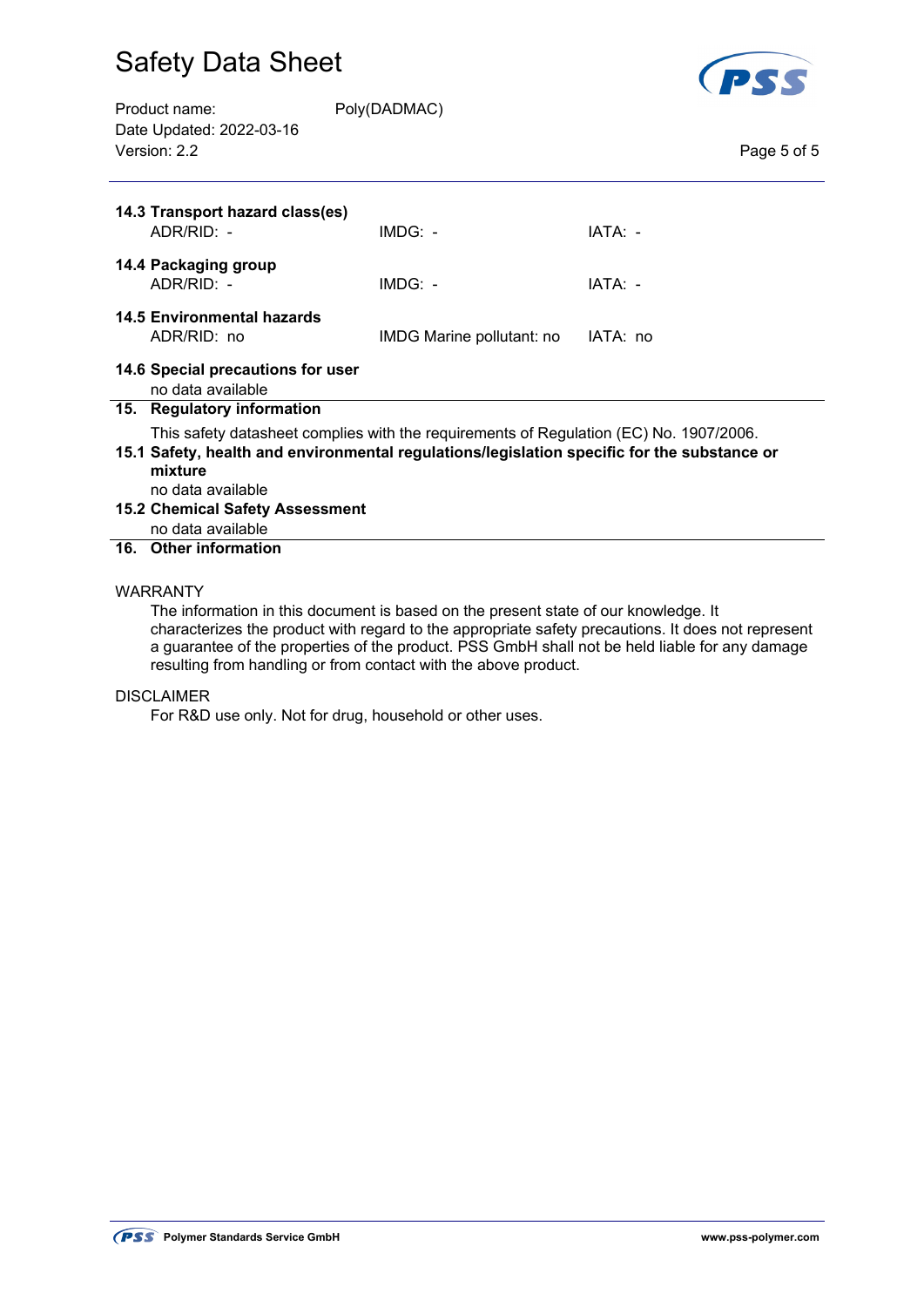### 14.3 Transport hazard class(es)

| | | |
|---|---|---|
| ADR/RID: - | IMDG: - | IATA: - |

### 14.4 Packaging group

| | | |
|---|---|---|
| ADR/RID: - | IMDG: - | IATA: - |

### 14.5 Environmental hazards

| | | |
|---|---|---|
| ADR/RID: no | IMDG Marine pollutant: no | IATA: no |

### 14.6 Special precautions for user

no data available

## 15. Regulatory information

This safety datasheet complies with the requirements of Regulation (EC) No. 1907/2006.

### 15.1 Safety, health and environmental regulations/legislation specific for the substance or mixture

no data available

### 15.2 Chemical Safety Assessment

no data available

## 16. Other information

WARRANTY

The information in this document is based on the present state of our knowledge. It characterizes the product with regard to the appropriate safety precautions. It does not represent a guarantee of the properties of the product. PSS GmbH shall not be held liable for any damage resulting from handling or from contact with the above product.

DISCLAIMER

For R&D use only. Not for drug, household or other uses.